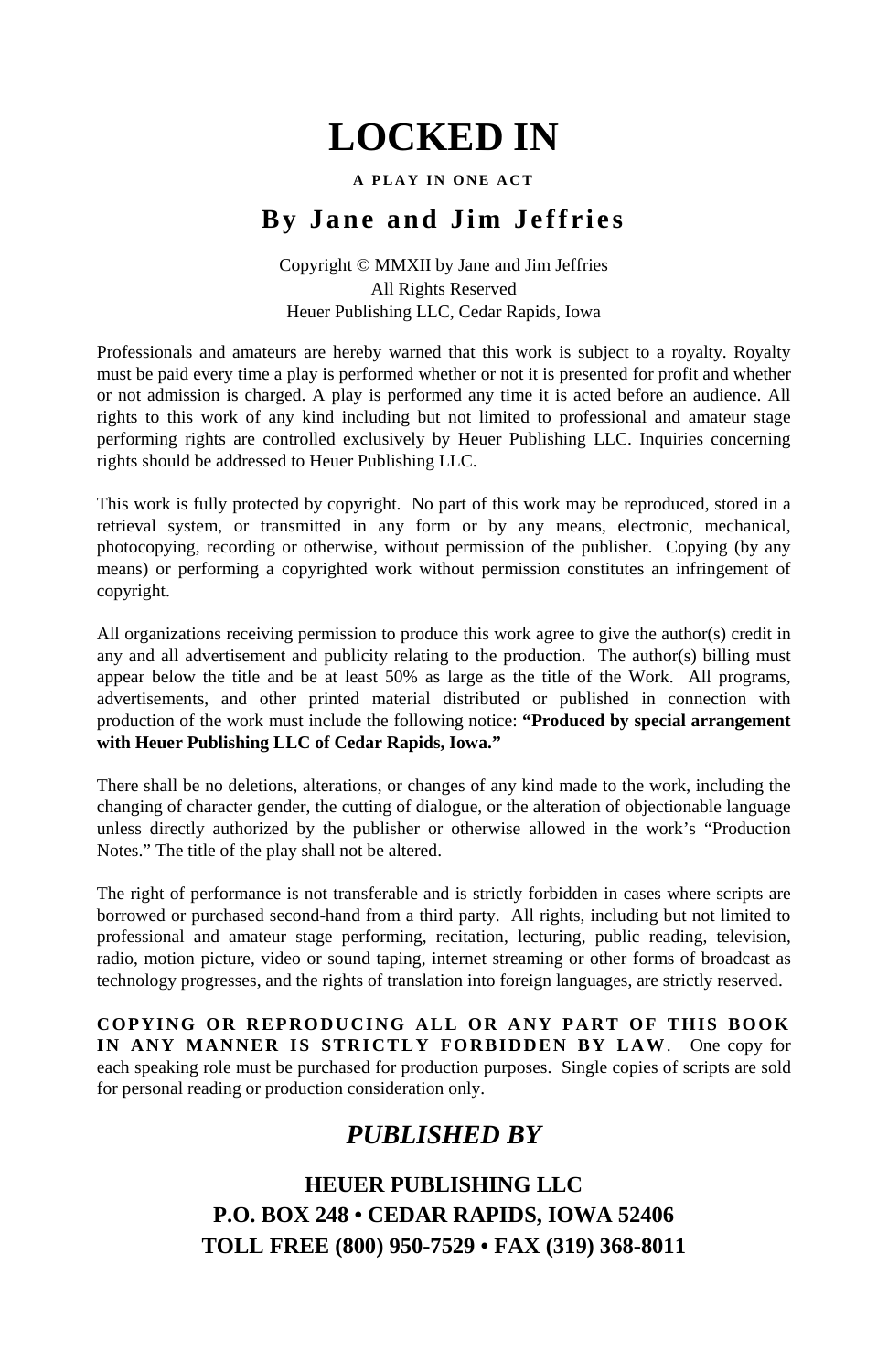# LOCKED IN

**A PLAY IN ONE ACT**

## By Jane and Jim Jeffries

Copyright © MMXII by Jane and Jim Jeffries
All Rights Reserved
Heuer Publishing LLC, Cedar Rapids, Iowa

Professionals and amateurs are hereby warned that this work is subject to a royalty. Royalty must be paid every time a play is performed whether or not it is presented for profit and whether or not admission is charged. A play is performed any time it is acted before an audience. All rights to this work of any kind including but not limited to professional and amateur stage performing rights are controlled exclusively by Heuer Publishing LLC. Inquiries concerning rights should be addressed to Heuer Publishing LLC.

This work is fully protected by copyright. No part of this work may be reproduced, stored in a retrieval system, or transmitted in any form or by any means, electronic, mechanical, photocopying, recording or otherwise, without permission of the publisher. Copying (by any means) or performing a copyrighted work without permission constitutes an infringement of copyright.

All organizations receiving permission to produce this work agree to give the author(s) credit in any and all advertisement and publicity relating to the production. The author(s) billing must appear below the title and be at least 50% as large as the title of the Work. All programs, advertisements, and other printed material distributed or published in connection with production of the work must include the following notice: **"Produced by special arrangement with Heuer Publishing LLC of Cedar Rapids, Iowa."**

There shall be no deletions, alterations, or changes of any kind made to the work, including the changing of character gender, the cutting of dialogue, or the alteration of objectionable language unless directly authorized by the publisher or otherwise allowed in the work's "Production Notes." The title of the play shall not be altered.

The right of performance is not transferable and is strictly forbidden in cases where scripts are borrowed or purchased second-hand from a third party. All rights, including but not limited to professional and amateur stage performing, recitation, lecturing, public reading, television, radio, motion picture, video or sound taping, internet streaming or other forms of broadcast as technology progresses, and the rights of translation into foreign languages, are strictly reserved.

**COPYING OR REPRODUCING ALL OR ANY PART OF THIS BOOK IN ANY MANNER IS STRICTLY FORBIDDEN BY LAW**. One copy for each speaking role must be purchased for production purposes. Single copies of scripts are sold for personal reading or production consideration only.

## *PUBLISHED BY*

**HEUER PUBLISHING LLC**
**P.O. BOX 248 • CEDAR RAPIDS, IOWA 52406**
**TOLL FREE (800) 950-7529 • FAX (319) 368-8011**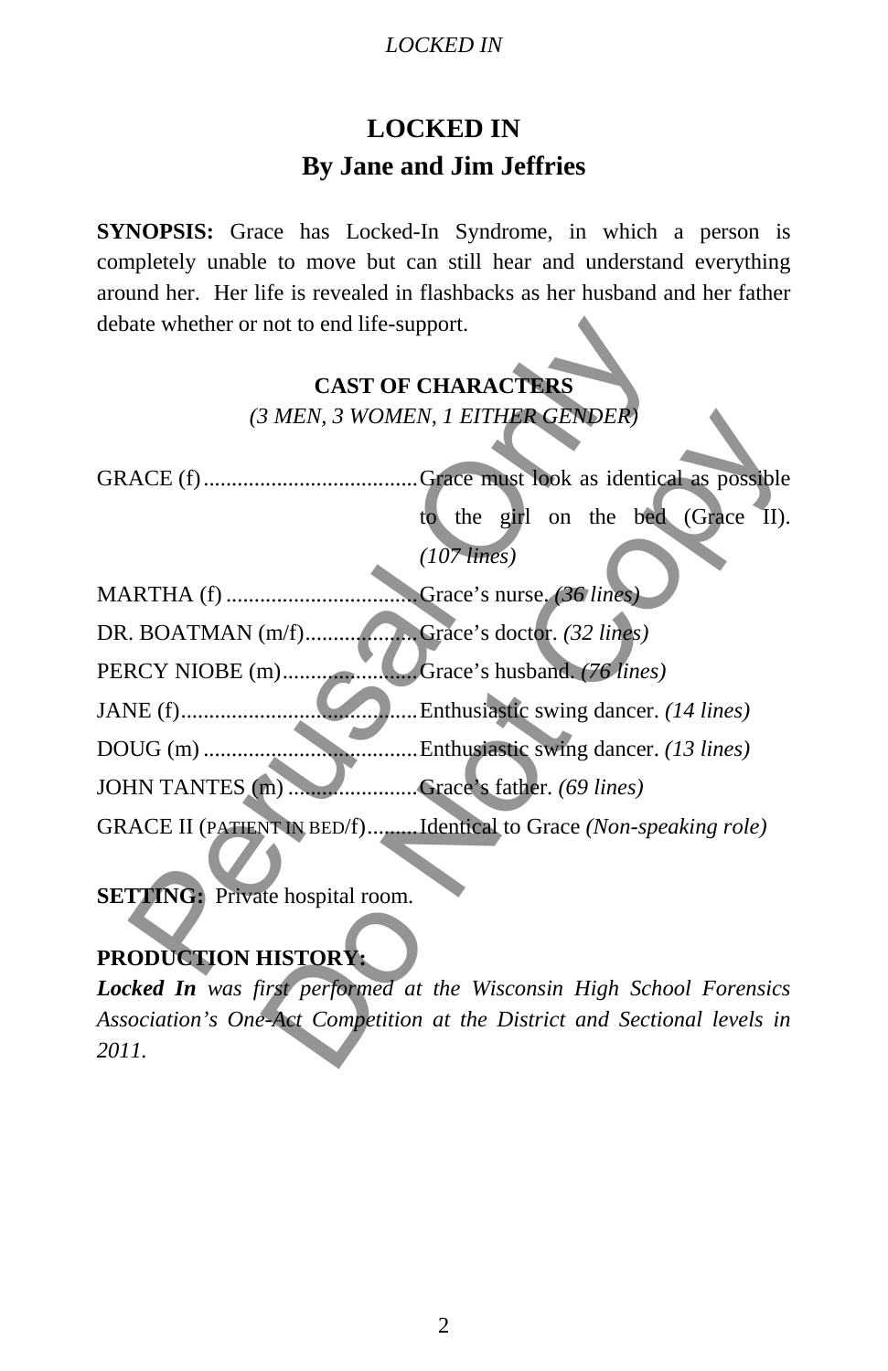# LOCKED IN
## By Jane and Jim Jeffries

**SYNOPSIS:** Grace has Locked-In Syndrome, in which a person is completely unable to move but can still hear and understand everything around her. Her life is revealed in flashbacks as her husband and her father debate whether or not to end life-support.

### CAST OF CHARACTERS
*(3 MEN, 3 WOMEN, 1 EITHER GENDER)*

GRACE (f)...................................... Grace must look as identical as possible to the girl on the bed (Grace II). *(107 lines)*

MARTHA (f) .................................. Grace's nurse. *(36 lines)*

DR. BOATMAN (m/f)...................... Grace's doctor. *(32 lines)*

PERCY NIOBE (m)........................ Grace's husband. *(76 lines)*

JANE (f)........................................... Enthusiastic swing dancer. *(14 lines)*

DOUG (m) ...................................... Enthusiastic swing dancer. *(13 lines)*

JOHN TANTES (m) ........................ Grace's father. *(69 lines)*

GRACE II (PATIENT IN BED/f)......... Identical to Grace *(Non-speaking role)*

**SETTING:** Private hospital room.

**PRODUCTION HISTORY:**
***Locked In*** *was first performed at the Wisconsin High School Forensics Association's One-Act Competition at the District and Sectional levels in 2011.*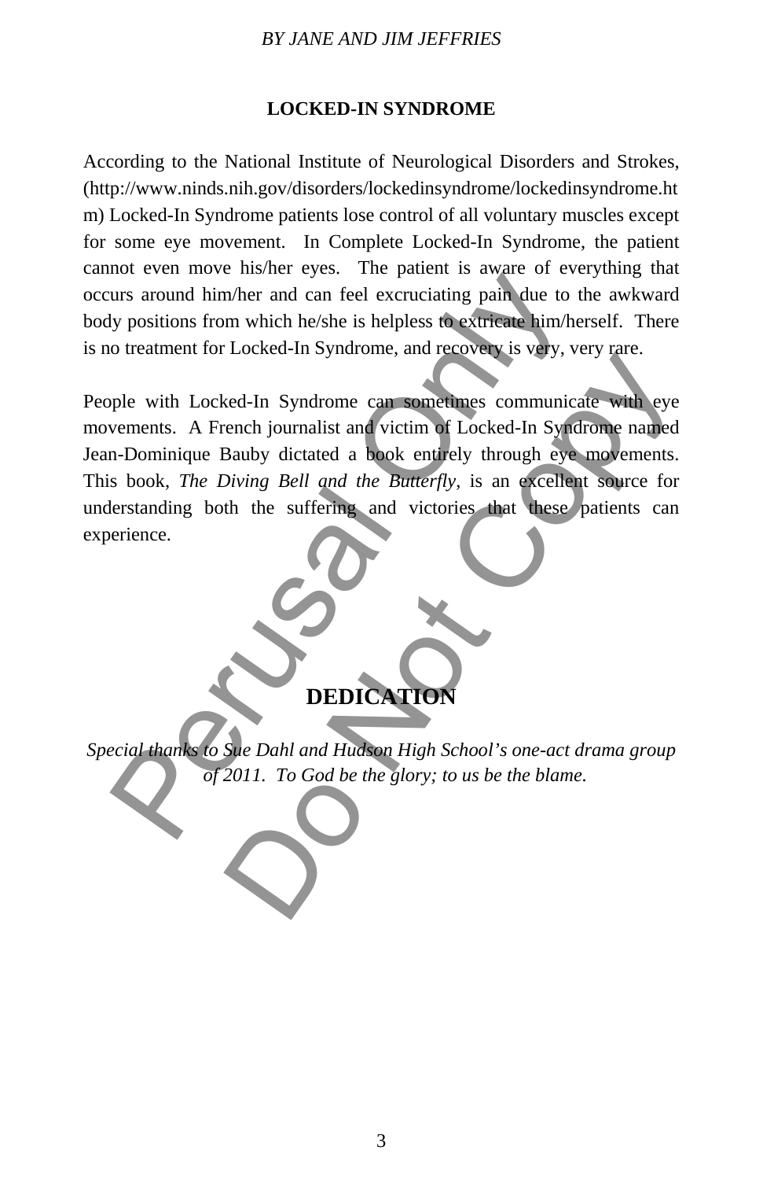## LOCKED-IN SYNDROME

According to the National Institute of Neurological Disorders and Strokes, (http://www.ninds.nih.gov/disorders/lockedinsyndrome/lockedinsyndrome.htm) Locked-In Syndrome patients lose control of all voluntary muscles except for some eye movement. In Complete Locked-In Syndrome, the patient cannot even move his/her eyes. The patient is aware of everything that occurs around him/her and can feel excruciating pain due to the awkward body positions from which he/she is helpless to extricate him/herself. There is no treatment for Locked-In Syndrome, and recovery is very, very rare.

People with Locked-In Syndrome can sometimes communicate with eye movements. A French journalist and victim of Locked-In Syndrome named Jean-Dominique Bauby dictated a book entirely through eye movements. This book, *The Diving Bell and the Butterfly*, is an excellent source for understanding both the suffering and victories that these patients can experience.

## DEDICATION

*Special thanks to Sue Dahl and Hudson High School's one-act drama group of 2011. To God be the glory; to us be the blame.*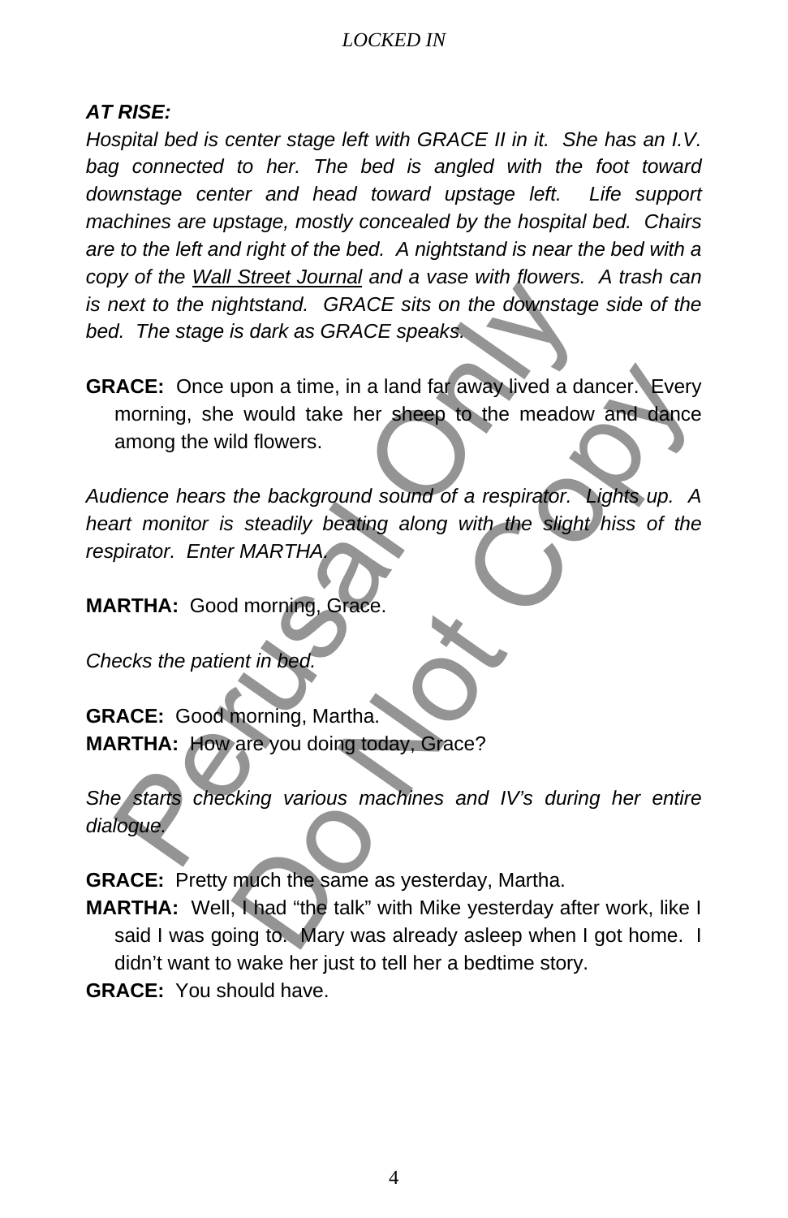***AT RISE:***

*Hospital bed is center stage left with GRACE II in it. She has an I.V. bag connected to her. The bed is angled with the foot toward downstage center and head toward upstage left. Life support machines are upstage, mostly concealed by the hospital bed. Chairs are to the left and right of the bed. A nightstand is near the bed with a copy of the Wall Street Journal and a vase with flowers. A trash can is next to the nightstand. GRACE sits on the downstage side of the bed. The stage is dark as GRACE speaks.*

**GRACE:** Once upon a time, in a land far away lived a dancer. Every morning, she would take her sheep to the meadow and dance among the wild flowers.

*Audience hears the background sound of a respirator. Lights up. A heart monitor is steadily beating along with the slight hiss of the respirator. Enter MARTHA.*

**MARTHA:** Good morning, Grace.

*Checks the patient in bed.*

**GRACE:** Good morning, Martha.

**MARTHA:** How are you doing today, Grace?

*She starts checking various machines and IV's during her entire dialogue.*

**GRACE:** Pretty much the same as yesterday, Martha.

**MARTHA:** Well, I had "the talk" with Mike yesterday after work, like I said I was going to. Mary was already asleep when I got home. I didn't want to wake her just to tell her a bedtime story.

**GRACE:** You should have.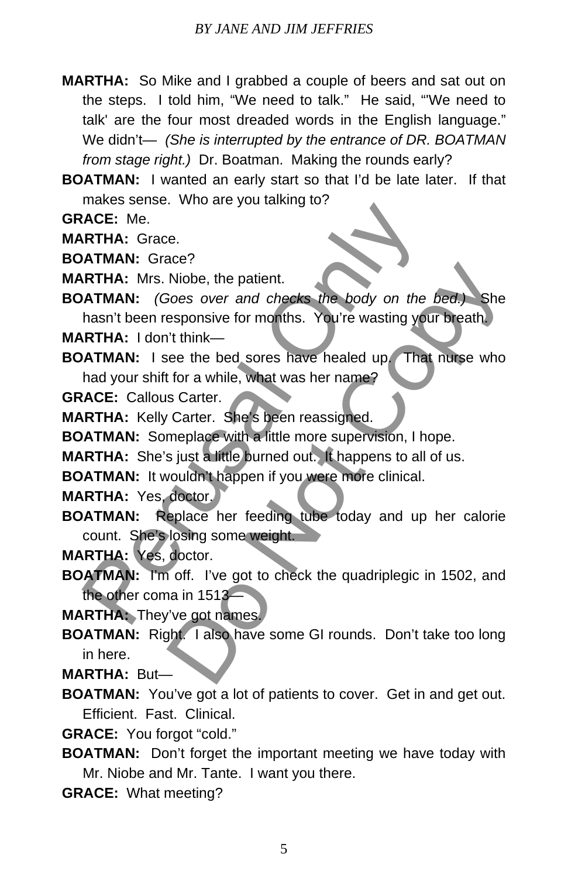**MARTHA:** So Mike and I grabbed a couple of beers and sat out on the steps. I told him, "We need to talk." He said, "'We need to talk' are the four most dreaded words in the English language." We didn't— *(She is interrupted by the entrance of DR. BOATMAN from stage right.)* Dr. Boatman. Making the rounds early?

**BOATMAN:** I wanted an early start so that I'd be late later. If that makes sense. Who are you talking to?

**GRACE:** Me.

**MARTHA:** Grace.

**BOATMAN:** Grace?

**MARTHA:** Mrs. Niobe, the patient.

**BOATMAN:** *(Goes over and checks the body on the bed.)* She hasn't been responsive for months. You're wasting your breath.

**MARTHA:** I don't think—

**BOATMAN:** I see the bed sores have healed up. That nurse who had your shift for a while, what was her name?

**GRACE:** Callous Carter.

**MARTHA:** Kelly Carter. She's been reassigned.

**BOATMAN:** Someplace with a little more supervision, I hope.

**MARTHA:** She's just a little burned out. It happens to all of us.

**BOATMAN:** It wouldn't happen if you were more clinical.

**MARTHA:** Yes, doctor.

**BOATMAN:** Replace her feeding tube today and up her calorie count. She's losing some weight.

**MARTHA:** Yes, doctor.

**BOATMAN:** I'm off. I've got to check the quadriplegic in 1502, and the other coma in 1513—

**MARTHA:** They've got names.

**BOATMAN:** Right. I also have some GI rounds. Don't take too long in here.

**MARTHA:** But—

**BOATMAN:** You've got a lot of patients to cover. Get in and get out. Efficient. Fast. Clinical.

**GRACE:** You forgot "cold."

**BOATMAN:** Don't forget the important meeting we have today with Mr. Niobe and Mr. Tante. I want you there.

**GRACE:** What meeting?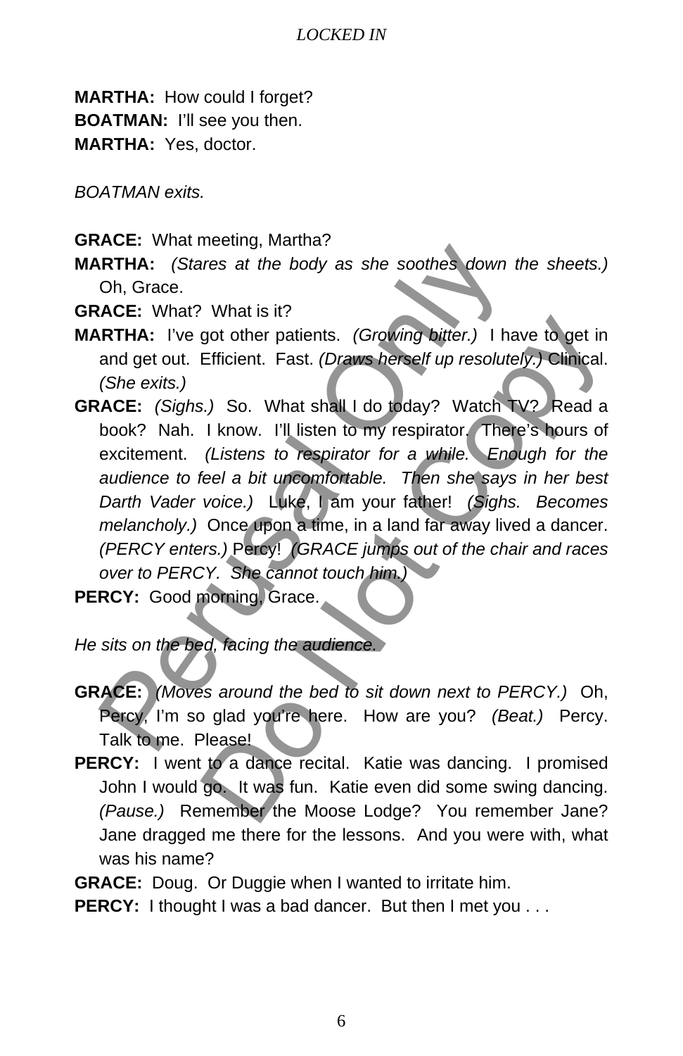**MARTHA:** How could I forget?
**BOATMAN:** I'll see you then.
**MARTHA:** Yes, doctor.

*BOATMAN exits.*

**GRACE:** What meeting, Martha?

**MARTHA:** *(Stares at the body as she soothes down the sheets.)* Oh, Grace.

**GRACE:** What? What is it?

**MARTHA:** I've got other patients. *(Growing bitter.)* I have to get in and get out. Efficient. Fast. *(Draws herself up resolutely.)* Clinical. *(She exits.)*

**GRACE:** *(Sighs.)* So. What shall I do today? Watch TV? Read a book? Nah. I know. I'll listen to my respirator. There's hours of excitement. *(Listens to respirator for a while. Enough for the audience to feel a bit uncomfortable. Then she says in her best Darth Vader voice.)* Luke, I am your father! *(Sighs. Becomes melancholy.)* Once upon a time, in a land far away lived a dancer. *(PERCY enters.)* Percy! *(GRACE jumps out of the chair and races over to PERCY. She cannot touch him.)*

**PERCY:** Good morning, Grace.

*He sits on the bed, facing the audience.*

**GRACE:** *(Moves around the bed to sit down next to PERCY.)* Oh, Percy, I'm so glad you're here. How are you? *(Beat.)* Percy. Talk to me. Please!

**PERCY:** I went to a dance recital. Katie was dancing. I promised John I would go. It was fun. Katie even did some swing dancing. *(Pause.)* Remember the Moose Lodge? You remember Jane? Jane dragged me there for the lessons. And you were with, what was his name?

**GRACE:** Doug. Or Duggie when I wanted to irritate him.

**PERCY:** I thought I was a bad dancer. But then I met you . . .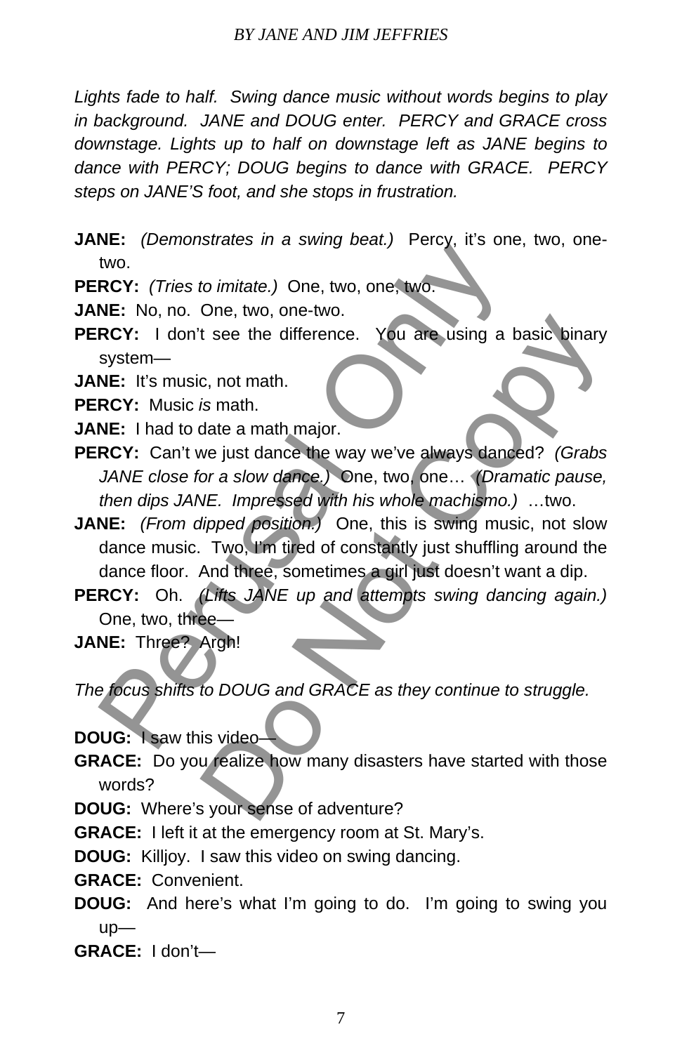*Lights fade to half. Swing dance music without words begins to play in background. JANE and DOUG enter. PERCY and GRACE cross downstage. Lights up to half on downstage left as JANE begins to dance with PERCY; DOUG begins to dance with GRACE. PERCY steps on JANE'S foot, and she stops in frustration.*

**JANE:** *(Demonstrates in a swing beat.)* Percy, it's one, two, one-two.

**PERCY:** *(Tries to imitate.)* One, two, one, two.

**JANE:** No, no. One, two, one-two.

**PERCY:** I don't see the difference. You are using a basic binary system—

**JANE:** It's music, not math.

**PERCY:** Music *is* math.

**JANE:** I had to date a math major.

**PERCY:** Can't we just dance the way we've always danced? *(Grabs JANE close for a slow dance.)* One, two, one… *(Dramatic pause, then dips JANE. Impressed with his whole machismo.)* …two.

**JANE:** *(From dipped position.)* One, this is swing music, not slow dance music. Two, I'm tired of constantly just shuffling around the dance floor. And three, sometimes a girl just doesn't want a dip.

**PERCY:** Oh. *(Lifts JANE up and attempts swing dancing again.)* One, two, three—

**JANE:** Three? Argh!

*The focus shifts to DOUG and GRACE as they continue to struggle.*

**DOUG:** I saw this video—

**GRACE:** Do you realize how many disasters have started with those words?

**DOUG:** Where's your sense of adventure?

**GRACE:** I left it at the emergency room at St. Mary's.

**DOUG:** Killjoy. I saw this video on swing dancing.

**GRACE:** Convenient.

**DOUG:** And here's what I'm going to do. I'm going to swing you up—

**GRACE:** I don't—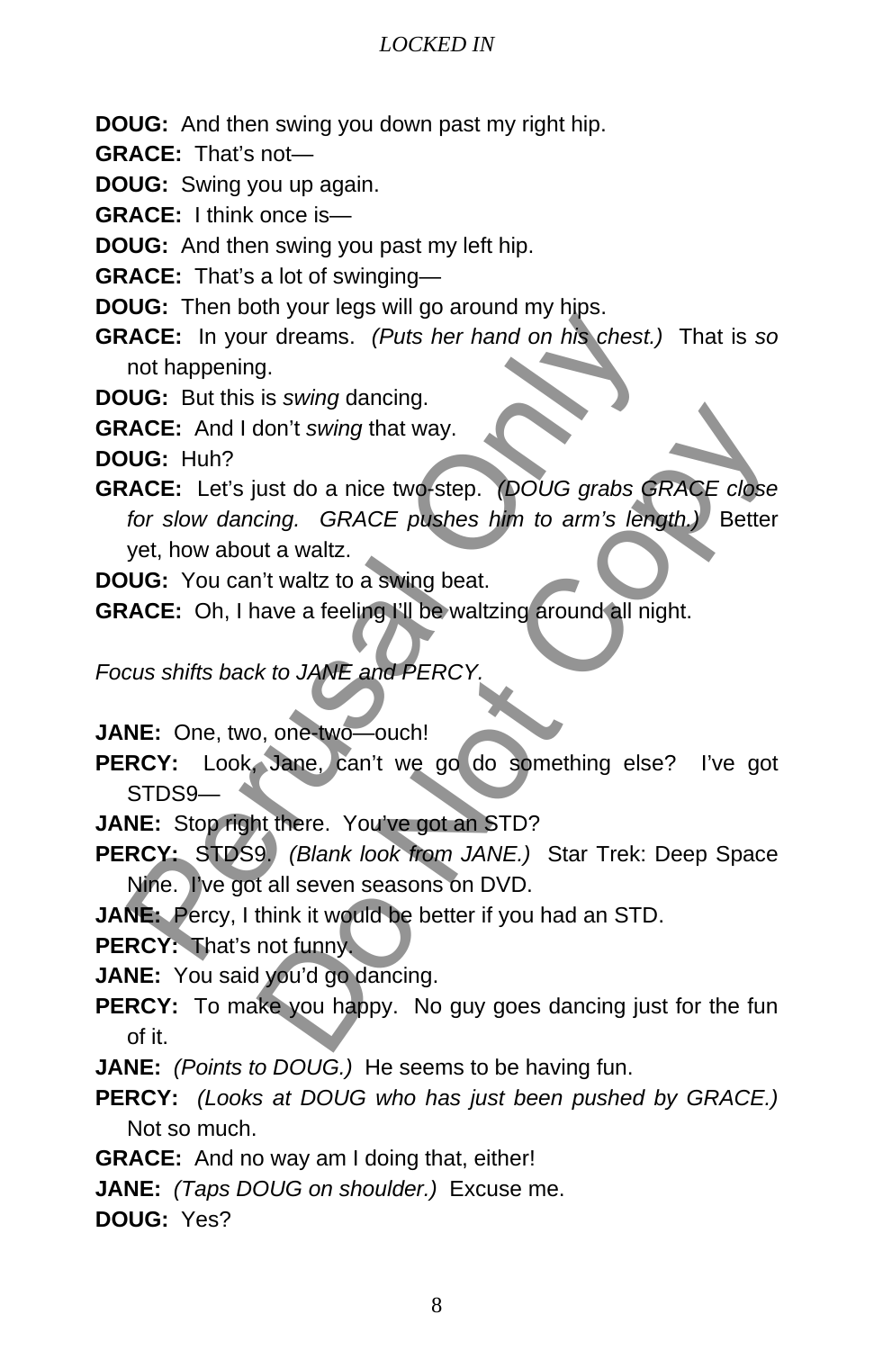**DOUG:** And then swing you down past my right hip.

**GRACE:** That's not—

**DOUG:** Swing you up again.

**GRACE:** I think once is—

**DOUG:** And then swing you past my left hip.

**GRACE:** That's a lot of swinging—

**DOUG:** Then both your legs will go around my hips.

**GRACE:** In your dreams. *(Puts her hand on his chest.)* That is *so* not happening.

**DOUG:** But this is *swing* dancing.

**GRACE:** And I don't *swing* that way.

**DOUG:** Huh?

**GRACE:** Let's just do a nice two-step. *(DOUG grabs GRACE close for slow dancing. GRACE pushes him to arm's length.)* Better yet, how about a waltz.

**DOUG:** You can't waltz to a swing beat.

**GRACE:** Oh, I have a feeling I'll be waltzing around all night.

*Focus shifts back to JANE and PERCY.*

**JANE:** One, two, one-two—ouch!

**PERCY:** Look, Jane, can't we go do something else? I've got STDS9—

**JANE:** Stop right there. You've got an STD?

**PERCY:** STDS9. *(Blank look from JANE.)* Star Trek: Deep Space Nine. I've got all seven seasons on DVD.

**JANE:** Percy, I think it would be better if you had an STD.

**PERCY:** That's not funny.

**JANE:** You said you'd go dancing.

**PERCY:** To make you happy. No guy goes dancing just for the fun of it.

**JANE:** *(Points to DOUG.)* He seems to be having fun.

**PERCY:** *(Looks at DOUG who has just been pushed by GRACE.)* Not so much.

**GRACE:** And no way am I doing that, either!

**JANE:** *(Taps DOUG on shoulder.)* Excuse me.

**DOUG:** Yes?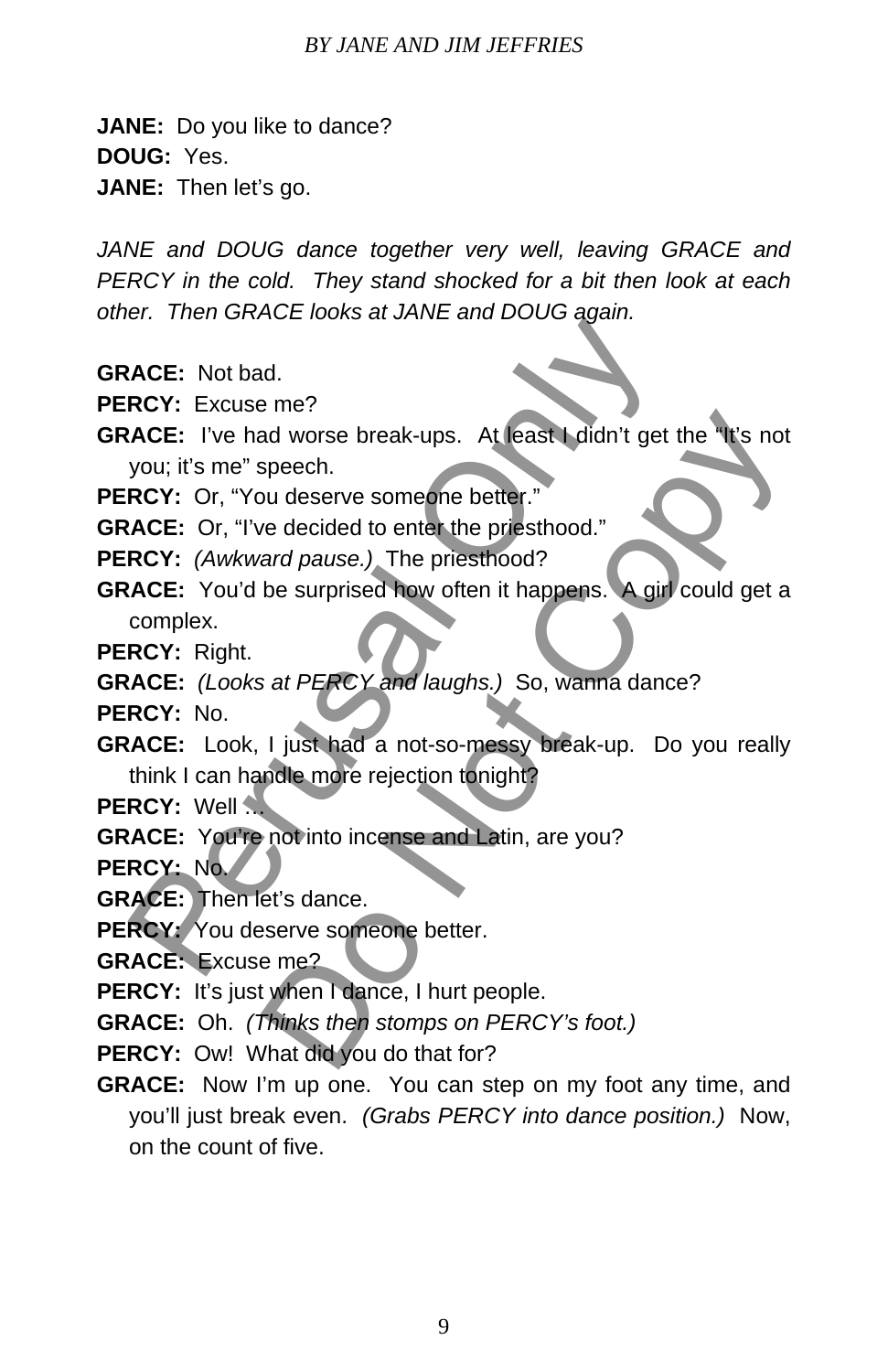**JANE:** Do you like to dance?

**DOUG:** Yes.

**JANE:** Then let's go.

*JANE and DOUG dance together very well, leaving GRACE and PERCY in the cold. They stand shocked for a bit then look at each other. Then GRACE looks at JANE and DOUG again.*

**GRACE:** Not bad.

**PERCY:** Excuse me?

**GRACE:** I've had worse break-ups. At least I didn't get the "It's not you; it's me" speech.

**PERCY:** Or, "You deserve someone better."

**GRACE:** Or, "I've decided to enter the priesthood."

**PERCY:** *(Awkward pause.)* The priesthood?

**GRACE:** You'd be surprised how often it happens. A girl could get a complex.

**PERCY:** Right.

**GRACE:** *(Looks at PERCY and laughs.)* So, wanna dance?

**PERCY:** No.

**GRACE:** Look, I just had a not-so-messy break-up. Do you really think I can handle more rejection tonight?

**PERCY:** Well …

**GRACE:** You're not into incense and Latin, are you?

**PERCY:** No.

**GRACE:** Then let's dance.

**PERCY:** You deserve someone better.

**GRACE:** Excuse me?

**PERCY:** It's just when I dance, I hurt people.

**GRACE:** Oh. *(Thinks then stomps on PERCY's foot.)*

**PERCY:** Ow! What did you do that for?

**GRACE:** Now I'm up one. You can step on my foot any time, and you'll just break even. *(Grabs PERCY into dance position.)* Now, on the count of five.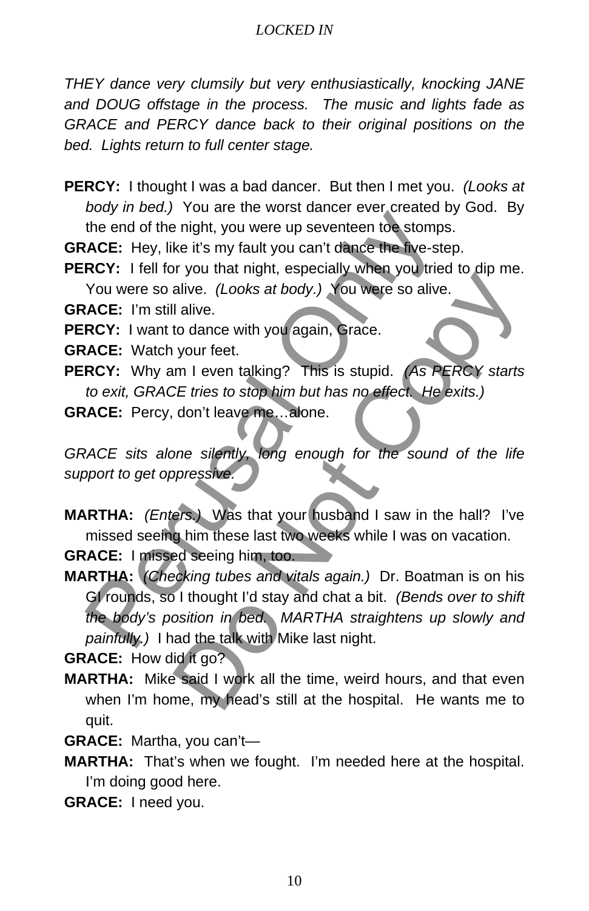*THEY dance very clumsily but very enthusiastically, knocking JANE and DOUG offstage in the process. The music and lights fade as GRACE and PERCY dance back to their original positions on the bed. Lights return to full center stage.*

**PERCY:** I thought I was a bad dancer. But then I met you. *(Looks at body in bed.)* You are the worst dancer ever created by God. By the end of the night, you were up seventeen toe stomps.

**GRACE:** Hey, like it's my fault you can't dance the five-step.

**PERCY:** I fell for you that night, especially when you tried to dip me. You were so alive. *(Looks at body.)* You were so alive.

**GRACE:** I'm still alive.

**PERCY:** I want to dance with you again, Grace.

**GRACE:** Watch your feet.

**PERCY:** Why am I even talking? This is stupid. *(As PERCY starts to exit, GRACE tries to stop him but has no effect. He exits.)*

**GRACE:** Percy, don't leave me…alone.

*GRACE sits alone silently, long enough for the sound of the life support to get oppressive.*

**MARTHA:** *(Enters.)* Was that your husband I saw in the hall? I've missed seeing him these last two weeks while I was on vacation.

**GRACE:** I missed seeing him, too.

**MARTHA:** *(Checking tubes and vitals again.)* Dr. Boatman is on his GI rounds, so I thought I'd stay and chat a bit. *(Bends over to shift the body's position in bed. MARTHA straightens up slowly and painfully.)* I had the talk with Mike last night.

**GRACE:** How did it go?

**MARTHA:** Mike said I work all the time, weird hours, and that even when I'm home, my head's still at the hospital. He wants me to quit.

**GRACE:** Martha, you can't—

**MARTHA:** That's when we fought. I'm needed here at the hospital. I'm doing good here.

**GRACE:** I need you.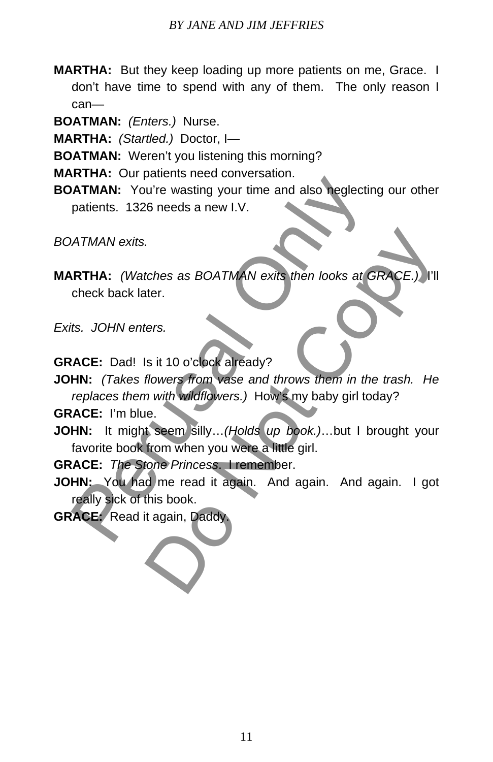**MARTHA:** But they keep loading up more patients on me, Grace. I don't have time to spend with any of them. The only reason I can—

**BOATMAN:** *(Enters.)* Nurse.

**MARTHA:** *(Startled.)* Doctor, I—

**BOATMAN:** Weren't you listening this morning?

**MARTHA:** Our patients need conversation.

**BOATMAN:** You're wasting your time and also neglecting our other patients. 1326 needs a new I.V.

*BOATMAN exits.*

**MARTHA:** *(Watches as BOATMAN exits then looks at GRACE.)* I'll check back later.

*Exits. JOHN enters.*

**GRACE:** Dad! Is it 10 o'clock already?

**JOHN:** *(Takes flowers from vase and throws them in the trash. He replaces them with wildflowers.)* How's my baby girl today?

**GRACE:** I'm blue.

**JOHN:** It might seem silly…*(Holds up book.)*…but I brought your favorite book from when you were a little girl.

**GRACE:** *The Stone Princess.* I remember.

**JOHN:** You had me read it again. And again. And again. I got really sick of this book.

**GRACE:** Read it again, Daddy.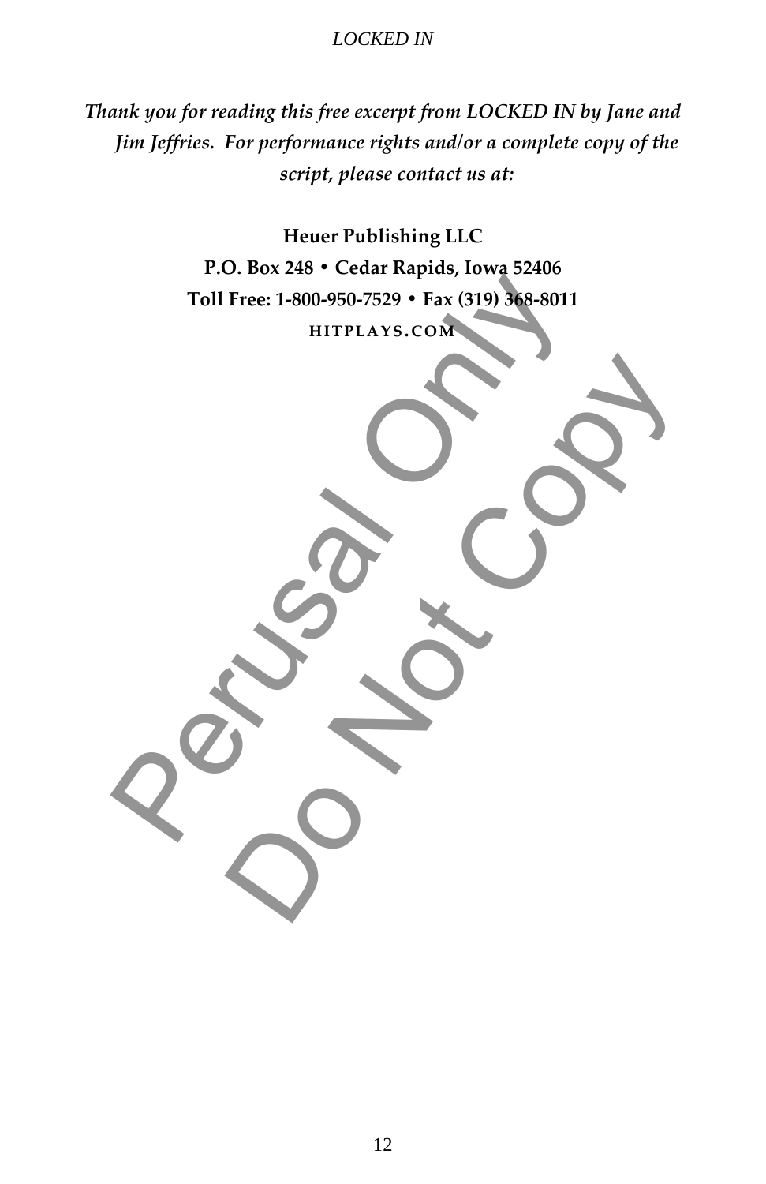*Thank you for reading this free excerpt from LOCKED IN by Jane and Jim Jeffries. For performance rights and/or a complete copy of the script, please contact us at:*

**Heuer Publishing LLC**

**P.O. Box 248 • Cedar Rapids, Iowa 52406**

**Toll Free: 1-800-950-7529 • Fax (319) 368-8011**

**HITPLAYS.COM**